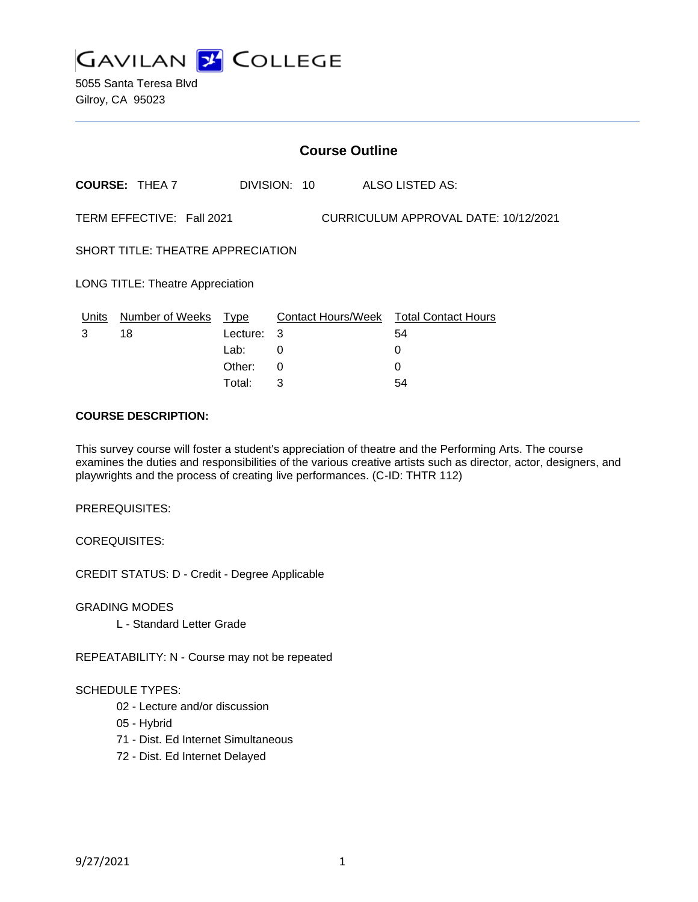# GAVILAN COLLEGE

5055 Santa Teresa Blvd
Gilroy, CA 95023

---

## Course Outline

**COURSE:** THEA 7 DIVISION: 10 ALSO LISTED AS:

TERM EFFECTIVE: Fall 2021 CURRICULUM APPROVAL DATE: 10/12/2021

SHORT TITLE: THEATRE APPRECIATION

LONG TITLE: Theatre Appreciation

| Units | Number of Weeks | Type | Contact Hours/Week | Total Contact Hours |
|---|---|---|---|---|
| 3 | 18 | Lecture: | 3 | 54 |
| | | Lab: | 0 | 0 |
| | | Other: | 0 | 0 |
| | | Total: | 3 | 54 |

**COURSE DESCRIPTION:**

This survey course will foster a student's appreciation of theatre and the Performing Arts. The course examines the duties and responsibilities of the various creative artists such as director, actor, designers, and playwrights and the process of creating live performances. (C-ID: THTR 112)

PREREQUISITES:

COREQUISITES:

CREDIT STATUS: D - Credit - Degree Applicable

GRADING MODES

L - Standard Letter Grade

REPEATABILITY: N - Course may not be repeated

SCHEDULE TYPES:

02 - Lecture and/or discussion
05 - Hybrid
71 - Dist. Ed Internet Simultaneous
72 - Dist. Ed Internet Delayed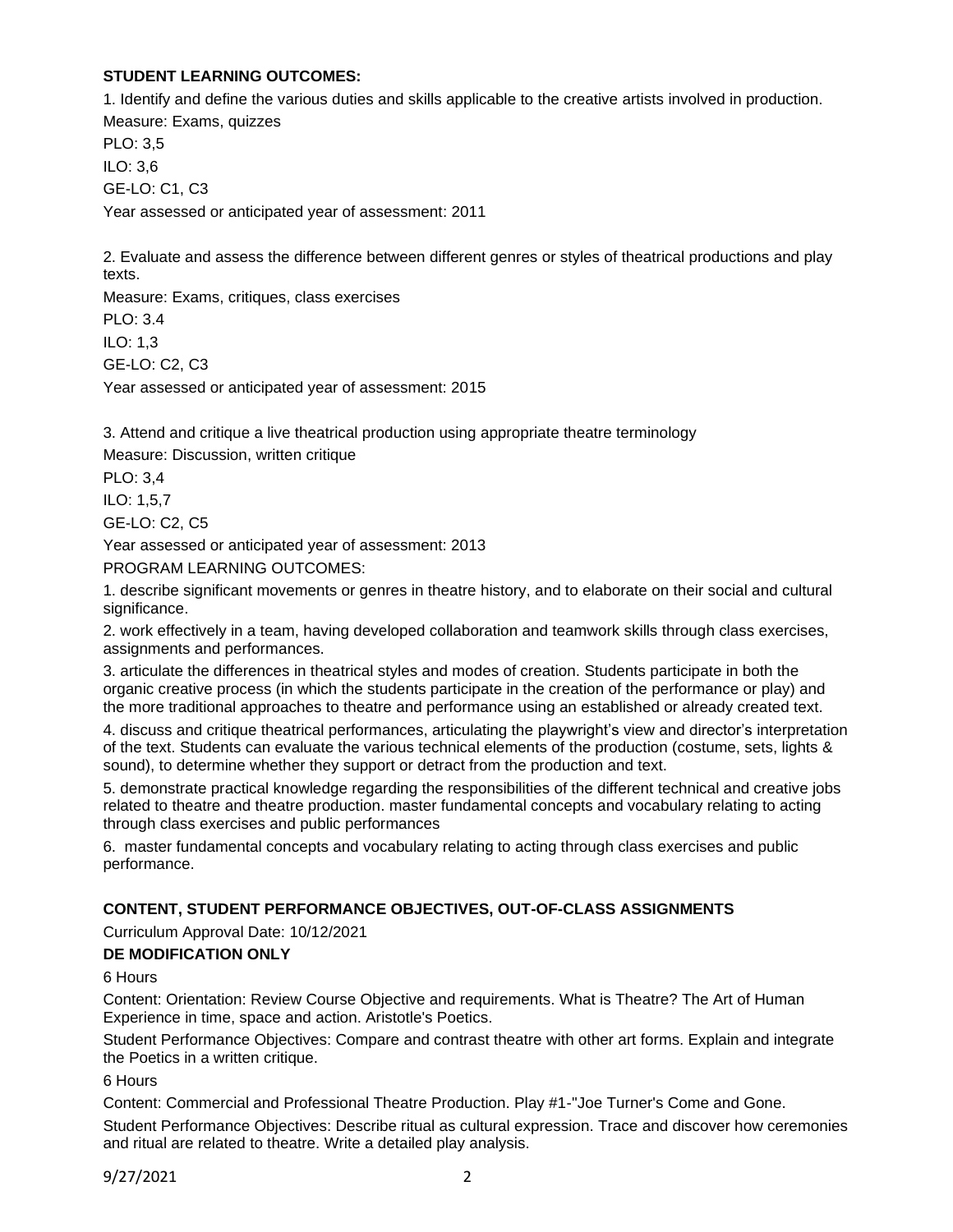### STUDENT LEARNING OUTCOMES:

1. Identify and define the various duties and skills applicable to the creative artists involved in production.

Measure: Exams, quizzes

PLO: 3,5

ILO: 3,6

GE-LO: C1, C3

Year assessed or anticipated year of assessment: 2011

2. Evaluate and assess the difference between different genres or styles of theatrical productions and play texts.

Measure: Exams, critiques, class exercises

PLO: 3.4

ILO: 1,3

GE-LO: C2, C3

Year assessed or anticipated year of assessment: 2015

3. Attend and critique a live theatrical production using appropriate theatre terminology

Measure: Discussion, written critique

PLO: 3,4

ILO: 1,5,7

GE-LO: C2, C5

Year assessed or anticipated year of assessment: 2013

PROGRAM LEARNING OUTCOMES:

1. describe significant movements or genres in theatre history, and to elaborate on their social and cultural significance.
2. work effectively in a team, having developed collaboration and teamwork skills through class exercises, assignments and performances.
3. articulate the differences in theatrical styles and modes of creation. Students participate in both the organic creative process (in which the students participate in the creation of the performance or play) and the more traditional approaches to theatre and performance using an established or already created text.
4. discuss and critique theatrical performances, articulating the playwright's view and director's interpretation of the text. Students can evaluate the various technical elements of the production (costume, sets, lights & sound), to determine whether they support or detract from the production and text.
5. demonstrate practical knowledge regarding the responsibilities of the different technical and creative jobs related to theatre and theatre production. master fundamental concepts and vocabulary relating to acting through class exercises and public performances
6. master fundamental concepts and vocabulary relating to acting through class exercises and public performance.

### CONTENT, STUDENT PERFORMANCE OBJECTIVES, OUT-OF-CLASS ASSIGNMENTS

Curriculum Approval Date: 10/12/2021

**DE MODIFICATION ONLY**

6 Hours

Content: Orientation: Review Course Objective and requirements. What is Theatre? The Art of Human Experience in time, space and action. Aristotle's Poetics.

Student Performance Objectives: Compare and contrast theatre with other art forms. Explain and integrate the Poetics in a written critique.

6 Hours

Content: Commercial and Professional Theatre Production. Play #1-"Joe Turner's Come and Gone.

Student Performance Objectives: Describe ritual as cultural expression. Trace and discover how ceremonies and ritual are related to theatre. Write a detailed play analysis.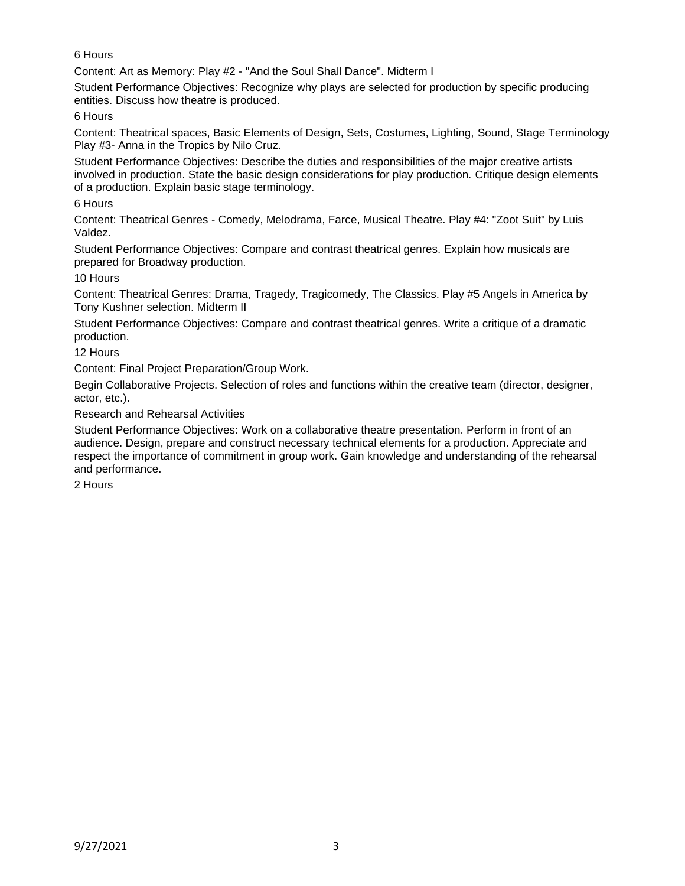6 Hours

Content: Art as Memory: Play #2 - "And the Soul Shall Dance". Midterm I

Student Performance Objectives: Recognize why plays are selected for production by specific producing entities. Discuss how theatre is produced.

6 Hours

Content: Theatrical spaces, Basic Elements of Design, Sets, Costumes, Lighting, Sound, Stage Terminology Play #3- Anna in the Tropics by Nilo Cruz.

Student Performance Objectives: Describe the duties and responsibilities of the major creative artists involved in production. State the basic design considerations for play production. Critique design elements of a production. Explain basic stage terminology.

6 Hours

Content: Theatrical Genres - Comedy, Melodrama, Farce, Musical Theatre. Play #4: "Zoot Suit" by Luis Valdez.

Student Performance Objectives: Compare and contrast theatrical genres. Explain how musicals are prepared for Broadway production.

10 Hours

Content: Theatrical Genres: Drama, Tragedy, Tragicomedy, The Classics. Play #5 Angels in America by Tony Kushner selection. Midterm II

Student Performance Objectives: Compare and contrast theatrical genres. Write a critique of a dramatic production.

12 Hours

Content: Final Project Preparation/Group Work.

Begin Collaborative Projects. Selection of roles and functions within the creative team (director, designer, actor, etc.).

Research and Rehearsal Activities

Student Performance Objectives: Work on a collaborative theatre presentation. Perform in front of an audience. Design, prepare and construct necessary technical elements for a production. Appreciate and respect the importance of commitment in group work. Gain knowledge and understanding of the rehearsal and performance.

2 Hours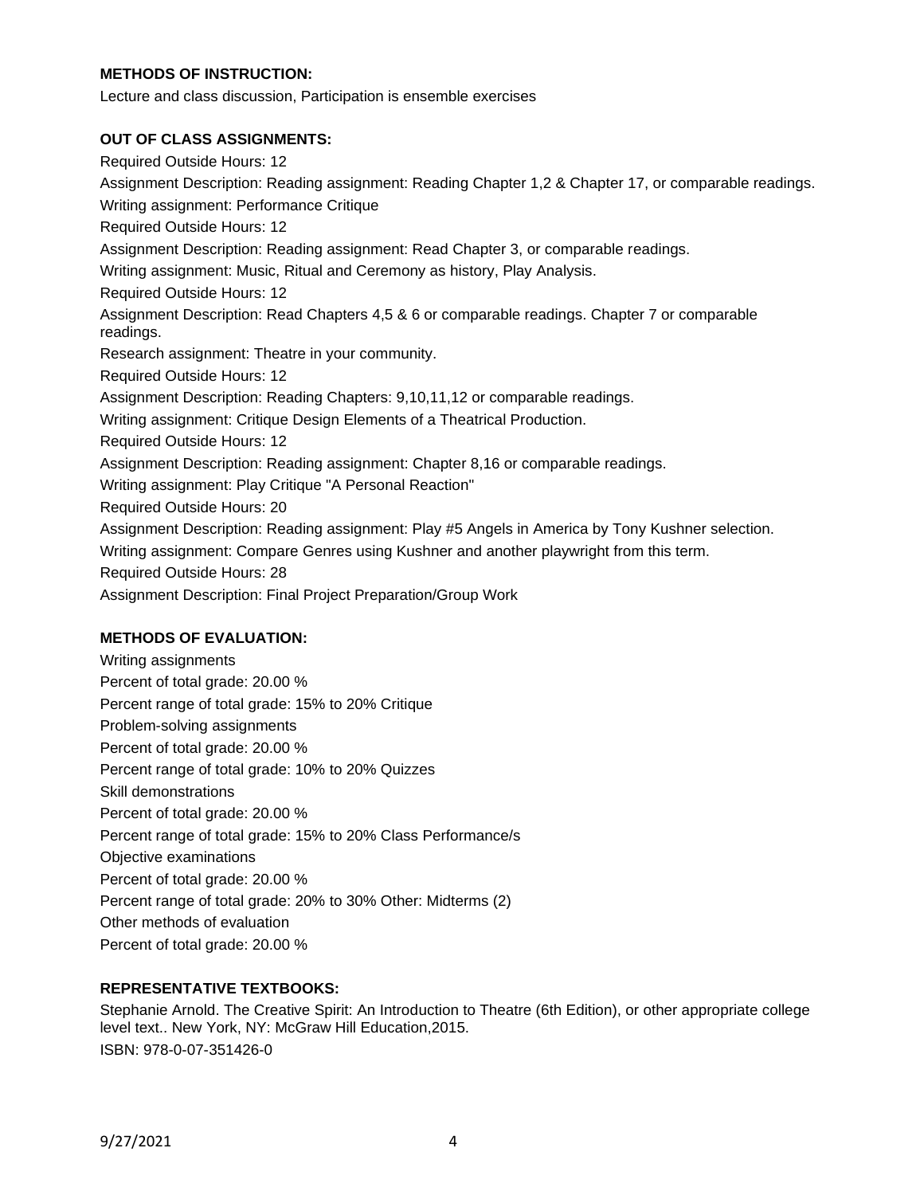**METHODS OF INSTRUCTION:**

Lecture and class discussion, Participation is ensemble exercises

**OUT OF CLASS ASSIGNMENTS:**

Required Outside Hours: 12

Assignment Description: Reading assignment: Reading Chapter 1,2 & Chapter 17, or comparable readings.

Writing assignment: Performance Critique

Required Outside Hours: 12

Assignment Description: Reading assignment: Read Chapter 3, or comparable readings.

Writing assignment: Music, Ritual and Ceremony as history, Play Analysis.

Required Outside Hours: 12

Assignment Description: Read Chapters 4,5 & 6 or comparable readings. Chapter 7 or comparable readings.

Research assignment: Theatre in your community.

Required Outside Hours: 12

Assignment Description: Reading Chapters: 9,10,11,12 or comparable readings.

Writing assignment: Critique Design Elements of a Theatrical Production.

Required Outside Hours: 12

Assignment Description: Reading assignment: Chapter 8,16 or comparable readings.

Writing assignment: Play Critique "A Personal Reaction"

Required Outside Hours: 20

Assignment Description: Reading assignment: Play #5 Angels in America by Tony Kushner selection.

Writing assignment: Compare Genres using Kushner and another playwright from this term.

Required Outside Hours: 28

Assignment Description: Final Project Preparation/Group Work

**METHODS OF EVALUATION:**

Writing assignments

Percent of total grade: 20.00 %

Percent range of total grade: 15% to 20% Critique

Problem-solving assignments

Percent of total grade: 20.00 %

Percent range of total grade: 10% to 20% Quizzes

Skill demonstrations

Percent of total grade: 20.00 %

Percent range of total grade: 15% to 20% Class Performance/s

Objective examinations

Percent of total grade: 20.00 %

Percent range of total grade: 20% to 30% Other: Midterms (2)

Other methods of evaluation

Percent of total grade: 20.00 %

**REPRESENTATIVE TEXTBOOKS:**

Stephanie Arnold. The Creative Spirit: An Introduction to Theatre (6th Edition), or other appropriate college level text.. New York, NY: McGraw Hill Education,2015.

ISBN: 978-0-07-351426-0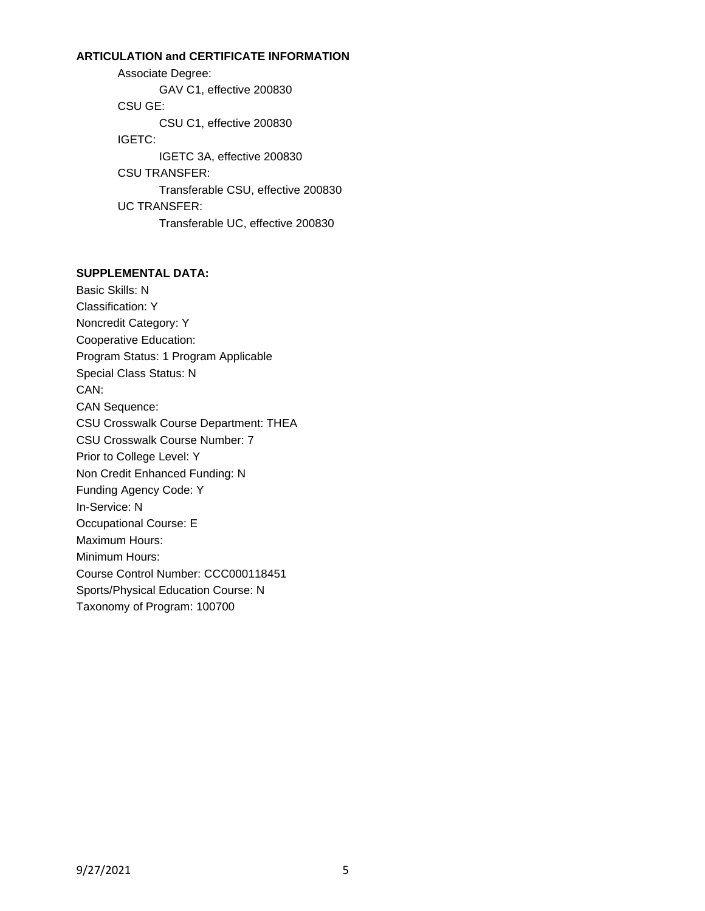**ARTICULATION and CERTIFICATE INFORMATION**

Associate Degree:

GAV C1, effective 200830

CSU GE:

CSU C1, effective 200830

IGETC:

IGETC 3A, effective 200830

CSU TRANSFER:

Transferable CSU, effective 200830

UC TRANSFER:

Transferable UC, effective 200830

**SUPPLEMENTAL DATA:**

Basic Skills: N
Classification: Y
Noncredit Category: Y
Cooperative Education:
Program Status: 1 Program Applicable
Special Class Status: N
CAN:
CAN Sequence:
CSU Crosswalk Course Department: THEA
CSU Crosswalk Course Number: 7
Prior to College Level: Y
Non Credit Enhanced Funding: N
Funding Agency Code: Y
In-Service: N
Occupational Course: E
Maximum Hours:
Minimum Hours:
Course Control Number: CCC000118451
Sports/Physical Education Course: N
Taxonomy of Program: 100700